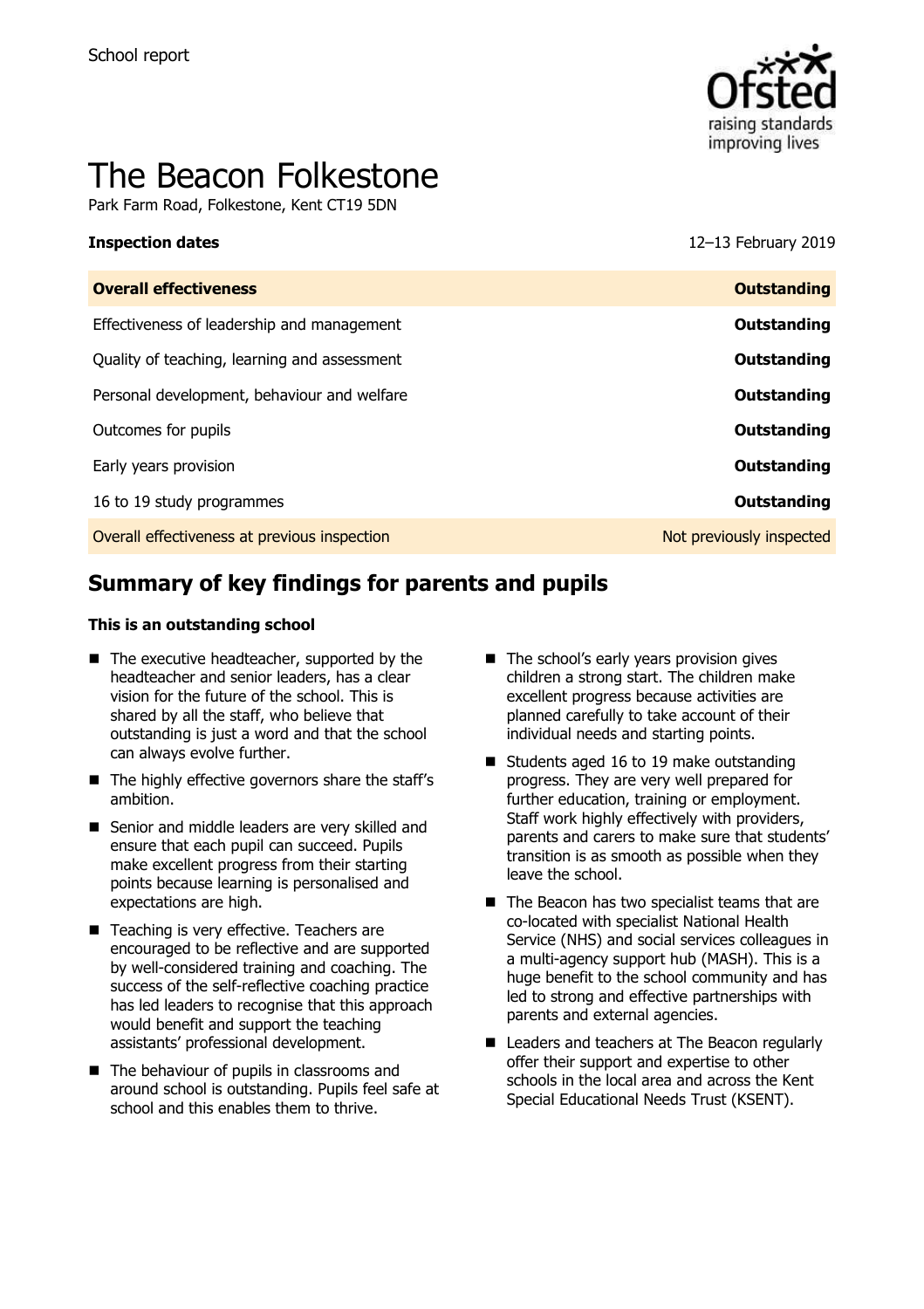School report

# The Beacon Folkestone

Park Farm Road, Folkestone, Kent CT19 5DN

**Inspection dates** 12–13 February 2019

| **Overall effectiveness** | **Outstanding** |
| --- | --- |
| Effectiveness of leadership and management | **Outstanding** |
| Quality of teaching, learning and assessment | **Outstanding** |
| Personal development, behaviour and welfare | **Outstanding** |
| Outcomes for pupils | **Outstanding** |
| Early years provision | **Outstanding** |
| 16 to 19 study programmes | **Outstanding** |
| Overall effectiveness at previous inspection | Not previously inspected |

## Summary of key findings for parents and pupils

**This is an outstanding school**

- The executive headteacher, supported by the headteacher and senior leaders, has a clear vision for the future of the school. This is shared by all the staff, who believe that outstanding is just a word and that the school can always evolve further.
- The highly effective governors share the staff's ambition.
- Senior and middle leaders are very skilled and ensure that each pupil can succeed. Pupils make excellent progress from their starting points because learning is personalised and expectations are high.
- Teaching is very effective. Teachers are encouraged to be reflective and are supported by well-considered training and coaching. The success of the self-reflective coaching practice has led leaders to recognise that this approach would benefit and support the teaching assistants' professional development.
- The behaviour of pupils in classrooms and around school is outstanding. Pupils feel safe at school and this enables them to thrive.
- The school's early years provision gives children a strong start. The children make excellent progress because activities are planned carefully to take account of their individual needs and starting points.
- Students aged 16 to 19 make outstanding progress. They are very well prepared for further education, training or employment. Staff work highly effectively with providers, parents and carers to make sure that students' transition is as smooth as possible when they leave the school.
- The Beacon has two specialist teams that are co-located with specialist National Health Service (NHS) and social services colleagues in a multi-agency support hub (MASH). This is a huge benefit to the school community and has led to strong and effective partnerships with parents and external agencies.
- Leaders and teachers at The Beacon regularly offer their support and expertise to other schools in the local area and across the Kent Special Educational Needs Trust (KSENT).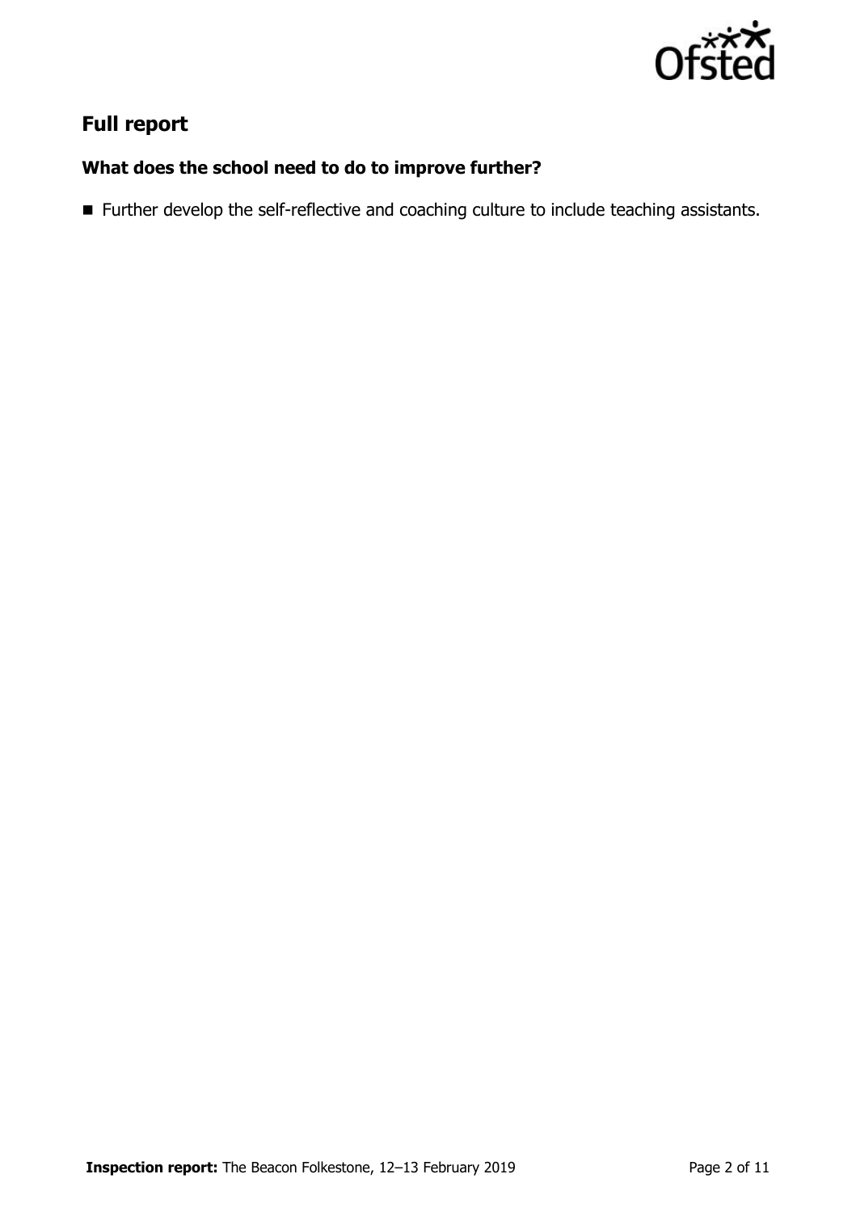## Full report

### What does the school need to do to improve further?

- Further develop the self-reflective and coaching culture to include teaching assistants.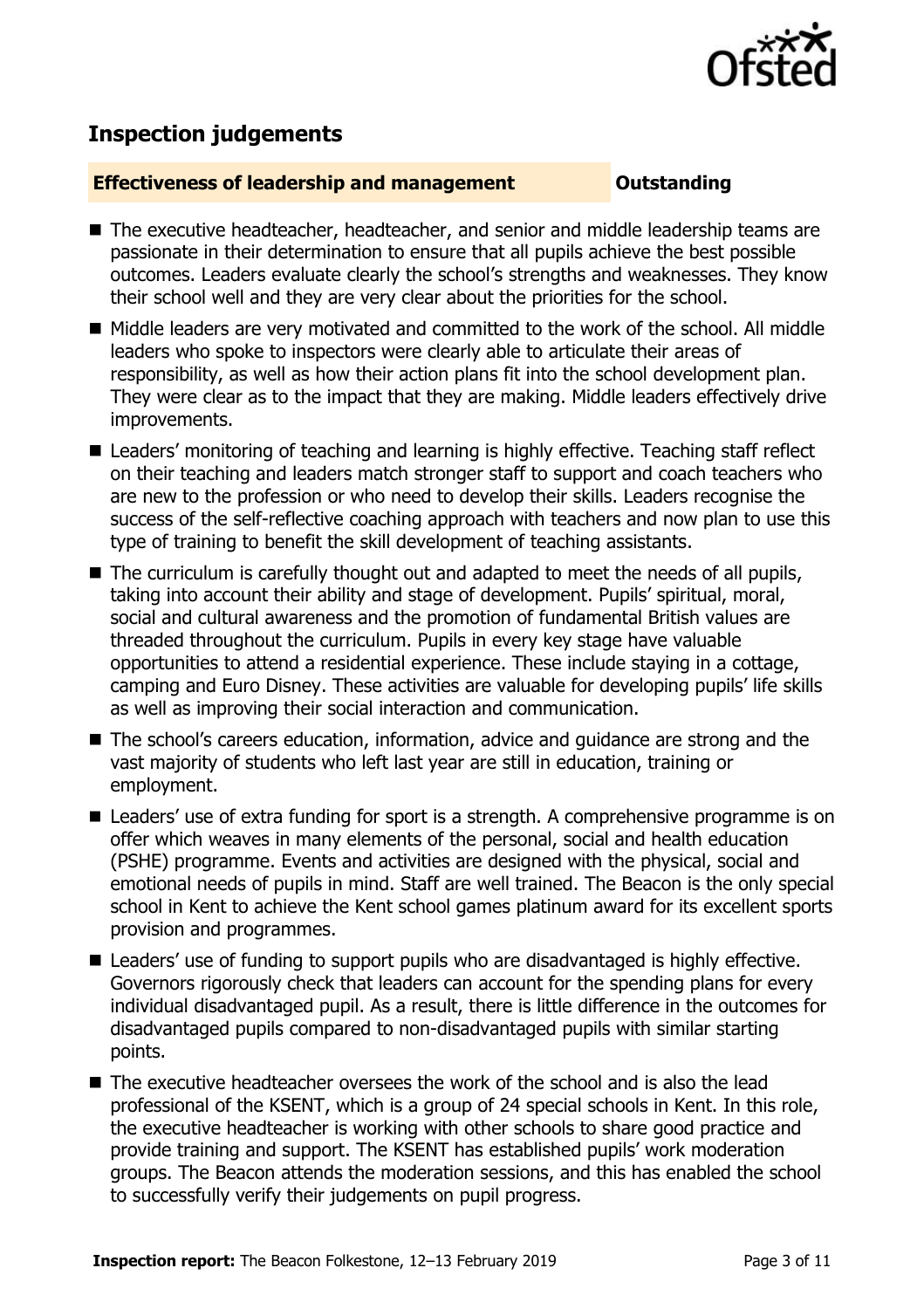## Inspection judgements

**Effectiveness of leadership and management** | **Outstanding**

- The executive headteacher, headteacher, and senior and middle leadership teams are passionate in their determination to ensure that all pupils achieve the best possible outcomes. Leaders evaluate clearly the school's strengths and weaknesses. They know their school well and they are very clear about the priorities for the school.
- Middle leaders are very motivated and committed to the work of the school. All middle leaders who spoke to inspectors were clearly able to articulate their areas of responsibility, as well as how their action plans fit into the school development plan. They were clear as to the impact that they are making. Middle leaders effectively drive improvements.
- Leaders' monitoring of teaching and learning is highly effective. Teaching staff reflect on their teaching and leaders match stronger staff to support and coach teachers who are new to the profession or who need to develop their skills. Leaders recognise the success of the self-reflective coaching approach with teachers and now plan to use this type of training to benefit the skill development of teaching assistants.
- The curriculum is carefully thought out and adapted to meet the needs of all pupils, taking into account their ability and stage of development. Pupils' spiritual, moral, social and cultural awareness and the promotion of fundamental British values are threaded throughout the curriculum. Pupils in every key stage have valuable opportunities to attend a residential experience. These include staying in a cottage, camping and Euro Disney. These activities are valuable for developing pupils' life skills as well as improving their social interaction and communication.
- The school's careers education, information, advice and guidance are strong and the vast majority of students who left last year are still in education, training or employment.
- Leaders' use of extra funding for sport is a strength. A comprehensive programme is on offer which weaves in many elements of the personal, social and health education (PSHE) programme. Events and activities are designed with the physical, social and emotional needs of pupils in mind. Staff are well trained. The Beacon is the only special school in Kent to achieve the Kent school games platinum award for its excellent sports provision and programmes.
- Leaders' use of funding to support pupils who are disadvantaged is highly effective. Governors rigorously check that leaders can account for the spending plans for every individual disadvantaged pupil. As a result, there is little difference in the outcomes for disadvantaged pupils compared to non-disadvantaged pupils with similar starting points.
- The executive headteacher oversees the work of the school and is also the lead professional of the KSENT, which is a group of 24 special schools in Kent. In this role, the executive headteacher is working with other schools to share good practice and provide training and support. The KSENT has established pupils' work moderation groups. The Beacon attends the moderation sessions, and this has enabled the school to successfully verify their judgements on pupil progress.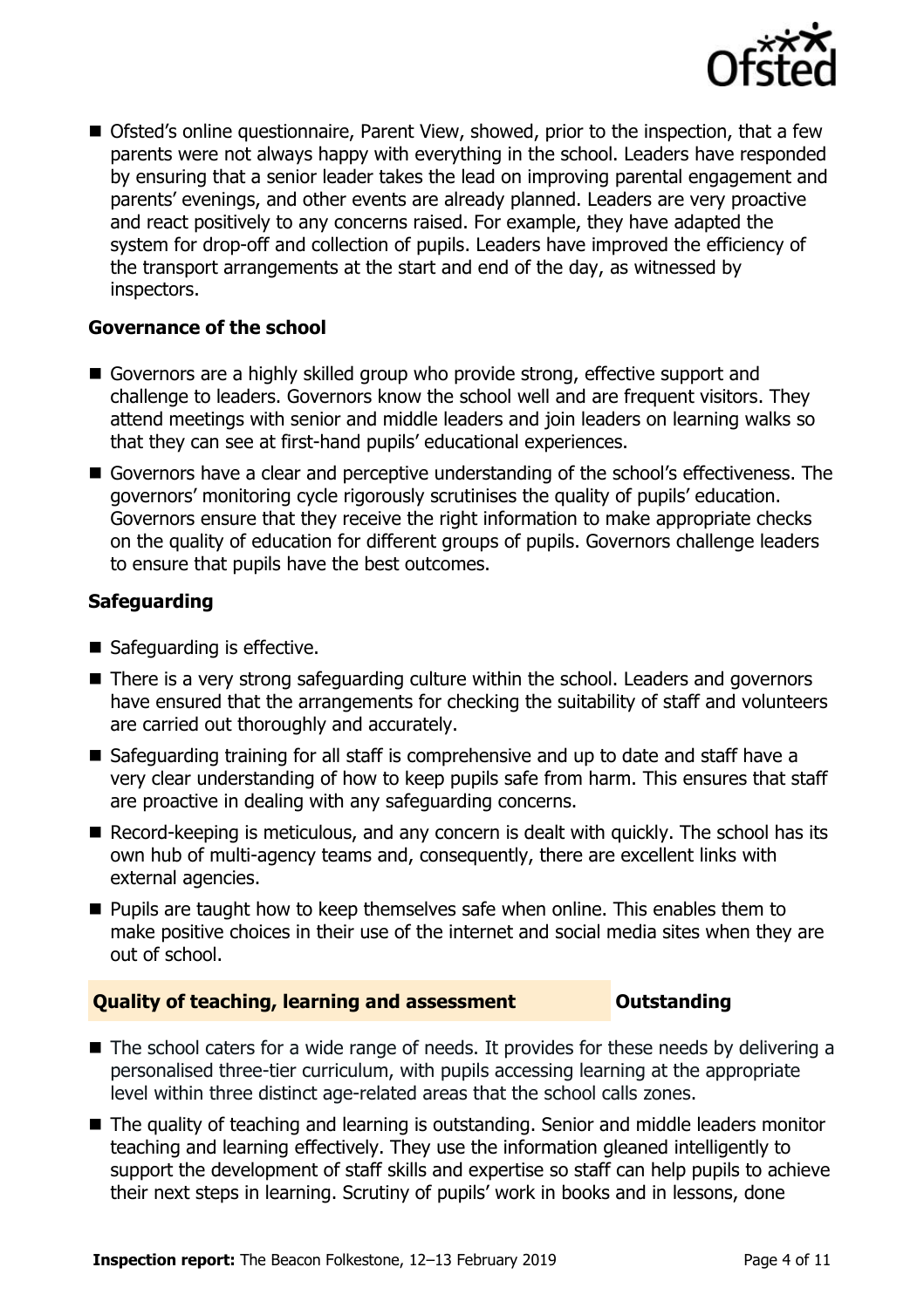- Ofsted's online questionnaire, Parent View, showed, prior to the inspection, that a few parents were not always happy with everything in the school. Leaders have responded by ensuring that a senior leader takes the lead on improving parental engagement and parents' evenings, and other events are already planned. Leaders are very proactive and react positively to any concerns raised. For example, they have adapted the system for drop-off and collection of pupils. Leaders have improved the efficiency of the transport arrangements at the start and end of the day, as witnessed by inspectors.

### Governance of the school

- Governors are a highly skilled group who provide strong, effective support and challenge to leaders. Governors know the school well and are frequent visitors. They attend meetings with senior and middle leaders and join leaders on learning walks so that they can see at first-hand pupils' educational experiences.
- Governors have a clear and perceptive understanding of the school's effectiveness. The governors' monitoring cycle rigorously scrutinises the quality of pupils' education. Governors ensure that they receive the right information to make appropriate checks on the quality of education for different groups of pupils. Governors challenge leaders to ensure that pupils have the best outcomes.

### Safeguarding

- Safeguarding is effective.
- There is a very strong safeguarding culture within the school. Leaders and governors have ensured that the arrangements for checking the suitability of staff and volunteers are carried out thoroughly and accurately.
- Safeguarding training for all staff is comprehensive and up to date and staff have a very clear understanding of how to keep pupils safe from harm. This ensures that staff are proactive in dealing with any safeguarding concerns.
- Record-keeping is meticulous, and any concern is dealt with quickly. The school has its own hub of multi-agency teams and, consequently, there are excellent links with external agencies.
- Pupils are taught how to keep themselves safe when online. This enables them to make positive choices in their use of the internet and social media sites when they are out of school.

## Quality of teaching, learning and assessment — Outstanding

- The school caters for a wide range of needs. It provides for these needs by delivering a personalised three-tier curriculum, with pupils accessing learning at the appropriate level within three distinct age-related areas that the school calls zones.
- The quality of teaching and learning is outstanding. Senior and middle leaders monitor teaching and learning effectively. They use the information gleaned intelligently to support the development of staff skills and expertise so staff can help pupils to achieve their next steps in learning. Scrutiny of pupils' work in books and in lessons, done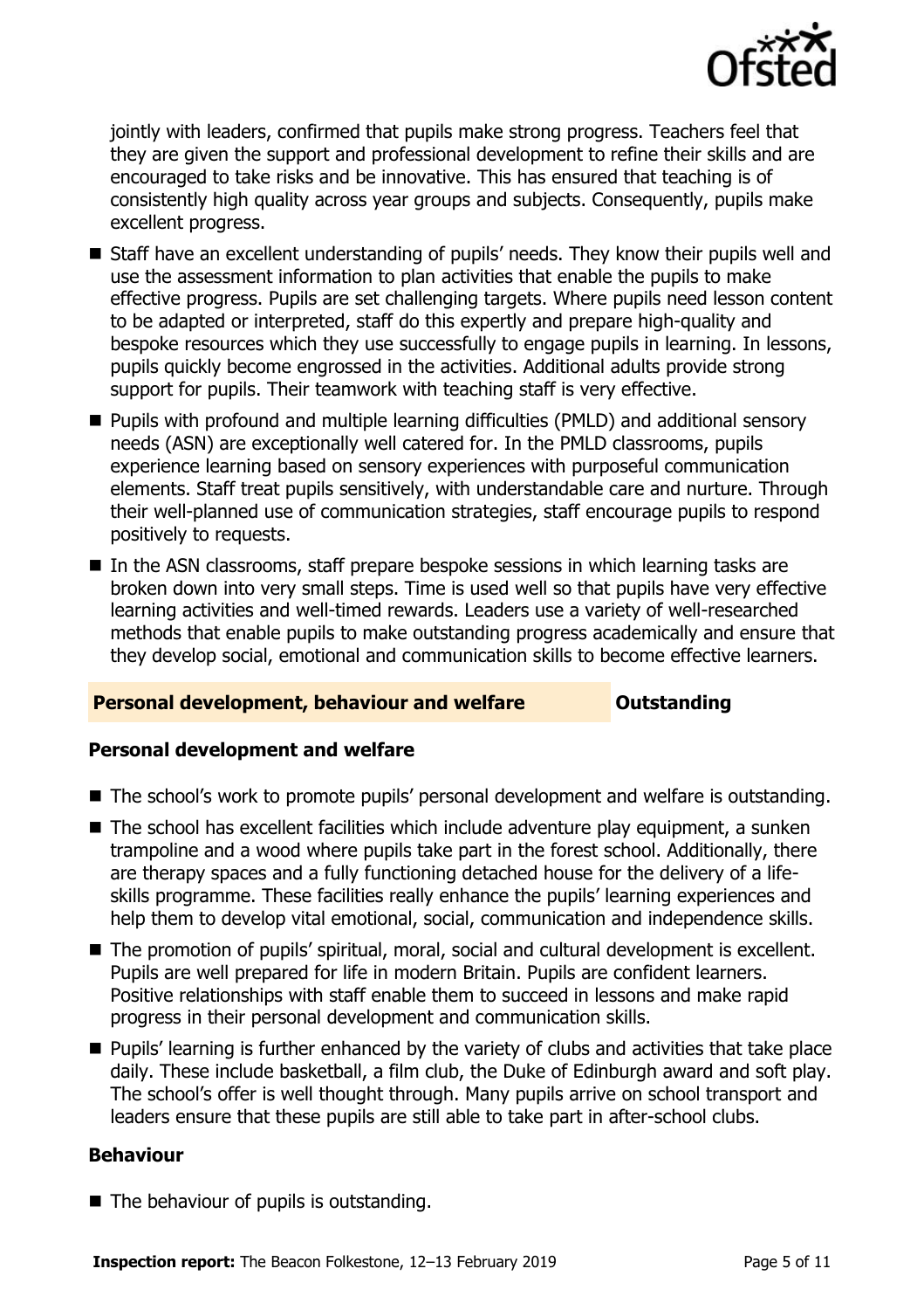jointly with leaders, confirmed that pupils make strong progress. Teachers feel that they are given the support and professional development to refine their skills and are encouraged to take risks and be innovative. This has ensured that teaching is of consistently high quality across year groups and subjects. Consequently, pupils make excellent progress.

- Staff have an excellent understanding of pupils' needs. They know their pupils well and use the assessment information to plan activities that enable the pupils to make effective progress. Pupils are set challenging targets. Where pupils need lesson content to be adapted or interpreted, staff do this expertly and prepare high-quality and bespoke resources which they use successfully to engage pupils in learning. In lessons, pupils quickly become engrossed in the activities. Additional adults provide strong support for pupils. Their teamwork with teaching staff is very effective.
- Pupils with profound and multiple learning difficulties (PMLD) and additional sensory needs (ASN) are exceptionally well catered for. In the PMLD classrooms, pupils experience learning based on sensory experiences with purposeful communication elements. Staff treat pupils sensitively, with understandable care and nurture. Through their well-planned use of communication strategies, staff encourage pupils to respond positively to requests.
- In the ASN classrooms, staff prepare bespoke sessions in which learning tasks are broken down into very small steps. Time is used well so that pupils have very effective learning activities and well-timed rewards. Leaders use a variety of well-researched methods that enable pupils to make outstanding progress academically and ensure that they develop social, emotional and communication skills to become effective learners.

## Personal development, behaviour and welfare — Outstanding

### Personal development and welfare

- The school's work to promote pupils' personal development and welfare is outstanding.
- The school has excellent facilities which include adventure play equipment, a sunken trampoline and a wood where pupils take part in the forest school. Additionally, there are therapy spaces and a fully functioning detached house for the delivery of a life-skills programme. These facilities really enhance the pupils' learning experiences and help them to develop vital emotional, social, communication and independence skills.
- The promotion of pupils' spiritual, moral, social and cultural development is excellent. Pupils are well prepared for life in modern Britain. Pupils are confident learners. Positive relationships with staff enable them to succeed in lessons and make rapid progress in their personal development and communication skills.
- Pupils' learning is further enhanced by the variety of clubs and activities that take place daily. These include basketball, a film club, the Duke of Edinburgh award and soft play. The school's offer is well thought through. Many pupils arrive on school transport and leaders ensure that these pupils are still able to take part in after-school clubs.

### Behaviour

- The behaviour of pupils is outstanding.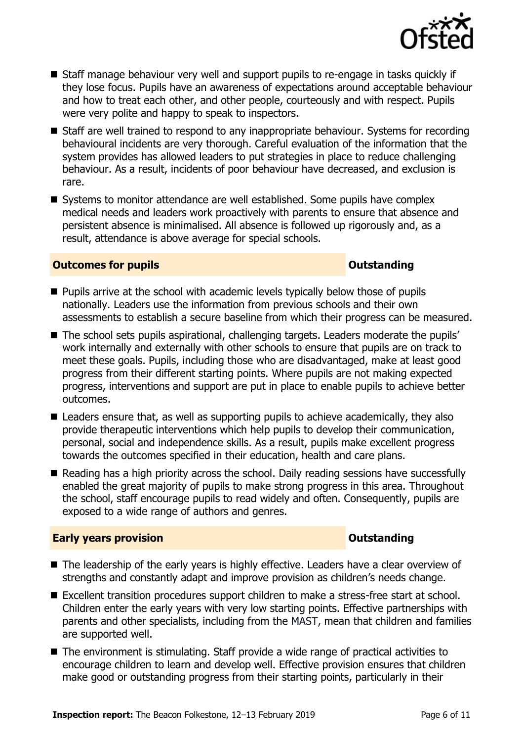- Staff manage behaviour very well and support pupils to re-engage in tasks quickly if they lose focus. Pupils have an awareness of expectations around acceptable behaviour and how to treat each other, and other people, courteously and with respect. Pupils were very polite and happy to speak to inspectors.
- Staff are well trained to respond to any inappropriate behaviour. Systems for recording behavioural incidents are very thorough. Careful evaluation of the information that the system provides has allowed leaders to put strategies in place to reduce challenging behaviour. As a result, incidents of poor behaviour have decreased, and exclusion is rare.
- Systems to monitor attendance are well established. Some pupils have complex medical needs and leaders work proactively with parents to ensure that absence and persistent absence is minimalised. All absence is followed up rigorously and, as a result, attendance is above average for special schools.

## Outcomes for pupils — Outstanding

- Pupils arrive at the school with academic levels typically below those of pupils nationally. Leaders use the information from previous schools and their own assessments to establish a secure baseline from which their progress can be measured.
- The school sets pupils aspirational, challenging targets. Leaders moderate the pupils' work internally and externally with other schools to ensure that pupils are on track to meet these goals. Pupils, including those who are disadvantaged, make at least good progress from their different starting points. Where pupils are not making expected progress, interventions and support are put in place to enable pupils to achieve better outcomes.
- Leaders ensure that, as well as supporting pupils to achieve academically, they also provide therapeutic interventions which help pupils to develop their communication, personal, social and independence skills. As a result, pupils make excellent progress towards the outcomes specified in their education, health and care plans.
- Reading has a high priority across the school. Daily reading sessions have successfully enabled the great majority of pupils to make strong progress in this area. Throughout the school, staff encourage pupils to read widely and often. Consequently, pupils are exposed to a wide range of authors and genres.

## Early years provision — Outstanding

- The leadership of the early years is highly effective. Leaders have a clear overview of strengths and constantly adapt and improve provision as children's needs change.
- Excellent transition procedures support children to make a stress-free start at school. Children enter the early years with very low starting points. Effective partnerships with parents and other specialists, including from the MAST, mean that children and families are supported well.
- The environment is stimulating. Staff provide a wide range of practical activities to encourage children to learn and develop well. Effective provision ensures that children make good or outstanding progress from their starting points, particularly in their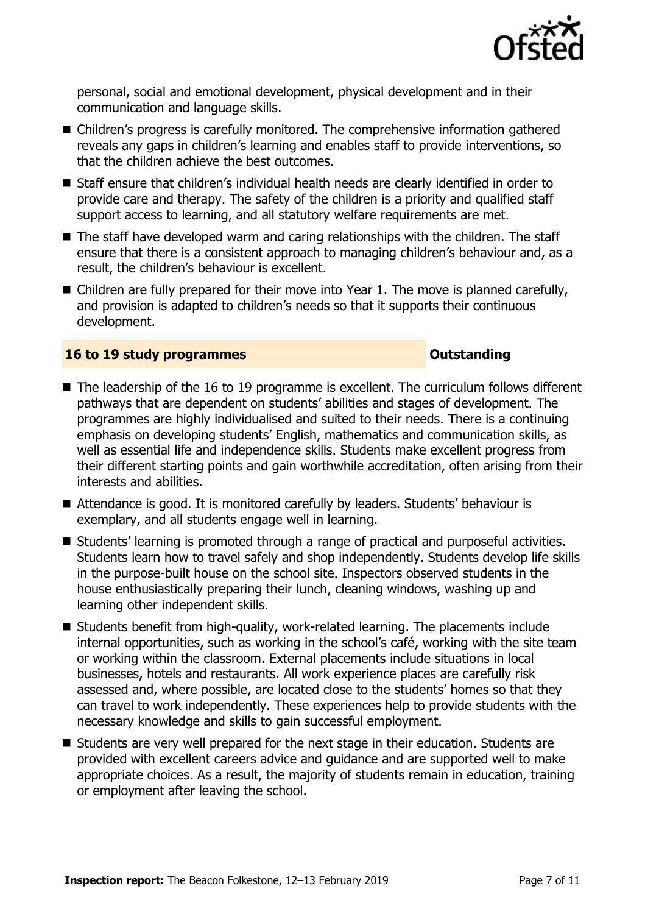personal, social and emotional development, physical development and in their communication and language skills.

- Children's progress is carefully monitored. The comprehensive information gathered reveals any gaps in children's learning and enables staff to provide interventions, so that the children achieve the best outcomes.
- Staff ensure that children's individual health needs are clearly identified in order to provide care and therapy. The safety of the children is a priority and qualified staff support access to learning, and all statutory welfare requirements are met.
- The staff have developed warm and caring relationships with the children. The staff ensure that there is a consistent approach to managing children's behaviour and, as a result, the children's behaviour is excellent.
- Children are fully prepared for their move into Year 1. The move is planned carefully, and provision is adapted to children's needs so that it supports their continuous development.

### 16 to 19 study programmes — Outstanding

- The leadership of the 16 to 19 programme is excellent. The curriculum follows different pathways that are dependent on students' abilities and stages of development. The programmes are highly individualised and suited to their needs. There is a continuing emphasis on developing students' English, mathematics and communication skills, as well as essential life and independence skills. Students make excellent progress from their different starting points and gain worthwhile accreditation, often arising from their interests and abilities.
- Attendance is good. It is monitored carefully by leaders. Students' behaviour is exemplary, and all students engage well in learning.
- Students' learning is promoted through a range of practical and purposeful activities. Students learn how to travel safely and shop independently. Students develop life skills in the purpose-built house on the school site. Inspectors observed students in the house enthusiastically preparing their lunch, cleaning windows, washing up and learning other independent skills.
- Students benefit from high-quality, work-related learning. The placements include internal opportunities, such as working in the school's café, working with the site team or working within the classroom. External placements include situations in local businesses, hotels and restaurants. All work experience places are carefully risk assessed and, where possible, are located close to the students' homes so that they can travel to work independently. These experiences help to provide students with the necessary knowledge and skills to gain successful employment.
- Students are very well prepared for the next stage in their education. Students are provided with excellent careers advice and guidance and are supported well to make appropriate choices. As a result, the majority of students remain in education, training or employment after leaving the school.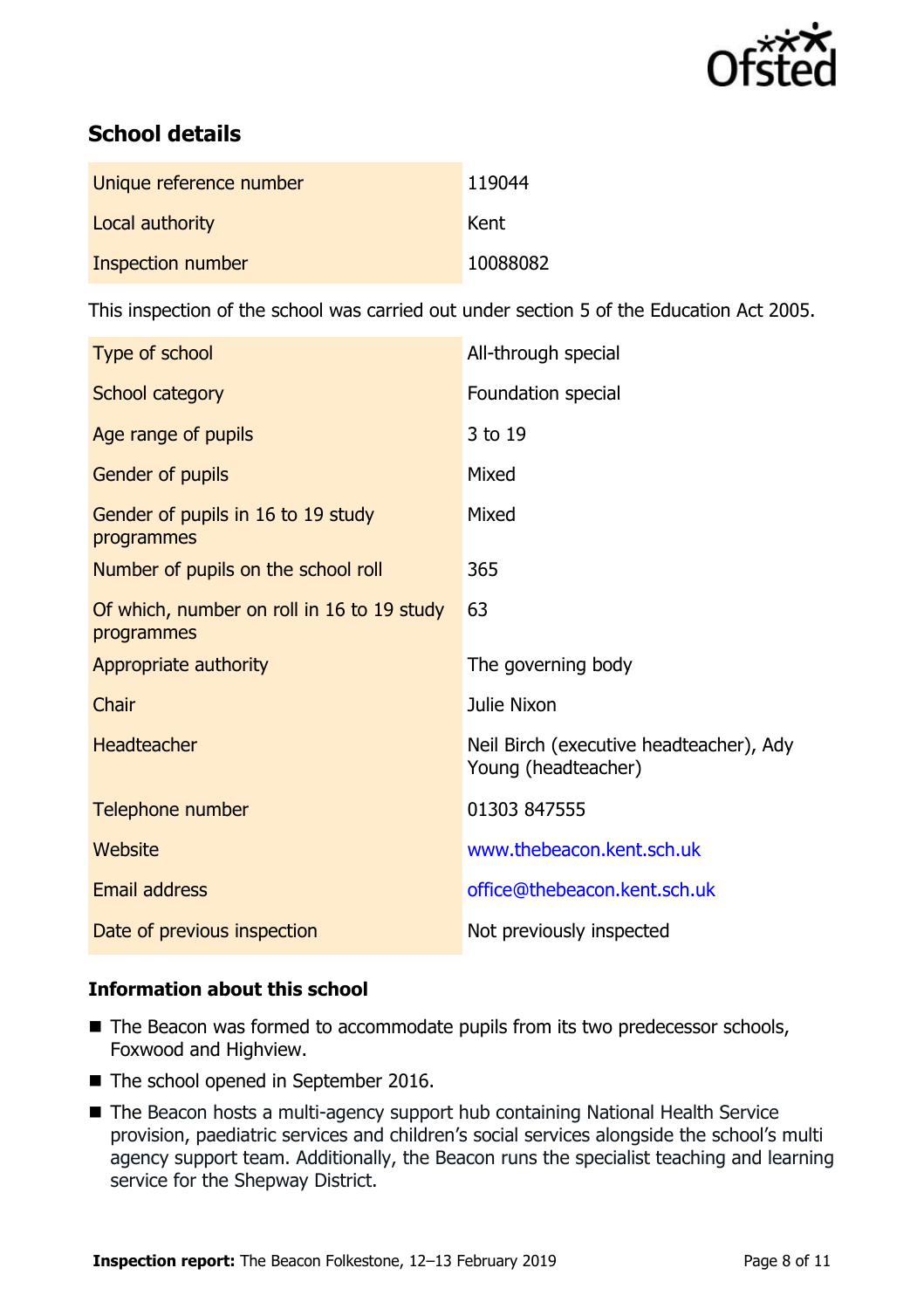## School details

| | |
|---|---|
| Unique reference number | 119044 |
| Local authority | Kent |
| Inspection number | 10088082 |

This inspection of the school was carried out under section 5 of the Education Act 2005.

| | |
|---|---|
| Type of school | All-through special |
| School category | Foundation special |
| Age range of pupils | 3 to 19 |
| Gender of pupils | Mixed |
| Gender of pupils in 16 to 19 study programmes | Mixed |
| Number of pupils on the school roll | 365 |
| Of which, number on roll in 16 to 19 study programmes | 63 |
| Appropriate authority | The governing body |
| Chair | Julie Nixon |
| Headteacher | Neil Birch (executive headteacher), Ady Young (headteacher) |
| Telephone number | 01303 847555 |
| Website | www.thebeacon.kent.sch.uk |
| Email address | office@thebeacon.kent.sch.uk |
| Date of previous inspection | Not previously inspected |

### Information about this school

- The Beacon was formed to accommodate pupils from its two predecessor schools, Foxwood and Highview.
- The school opened in September 2016.
- The Beacon hosts a multi-agency support hub containing National Health Service provision, paediatric services and children's social services alongside the school's multi agency support team. Additionally, the Beacon runs the specialist teaching and learning service for the Shepway District.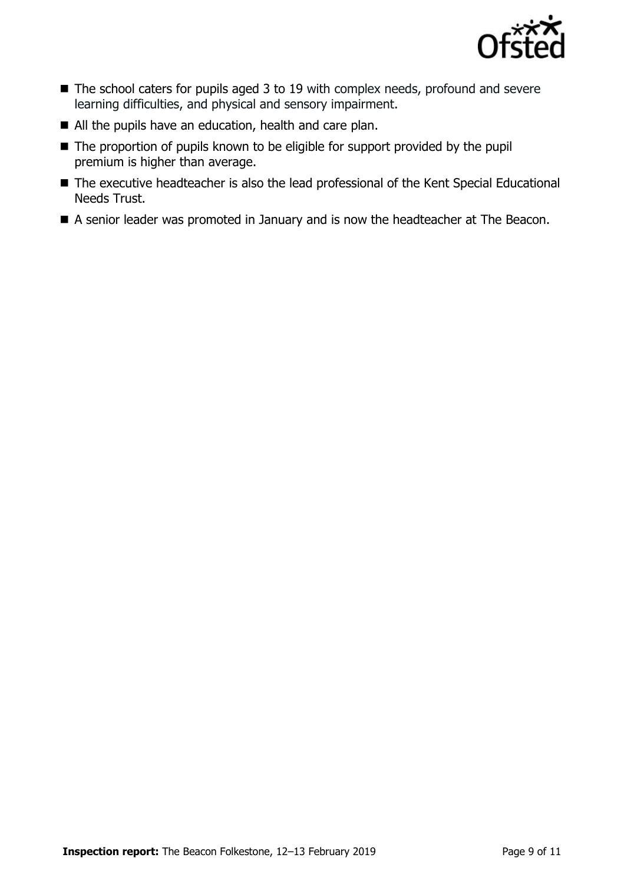- The school caters for pupils aged 3 to 19 with complex needs, profound and severe learning difficulties, and physical and sensory impairment.
- All the pupils have an education, health and care plan.
- The proportion of pupils known to be eligible for support provided by the pupil premium is higher than average.
- The executive headteacher is also the lead professional of the Kent Special Educational Needs Trust.
- A senior leader was promoted in January and is now the headteacher at The Beacon.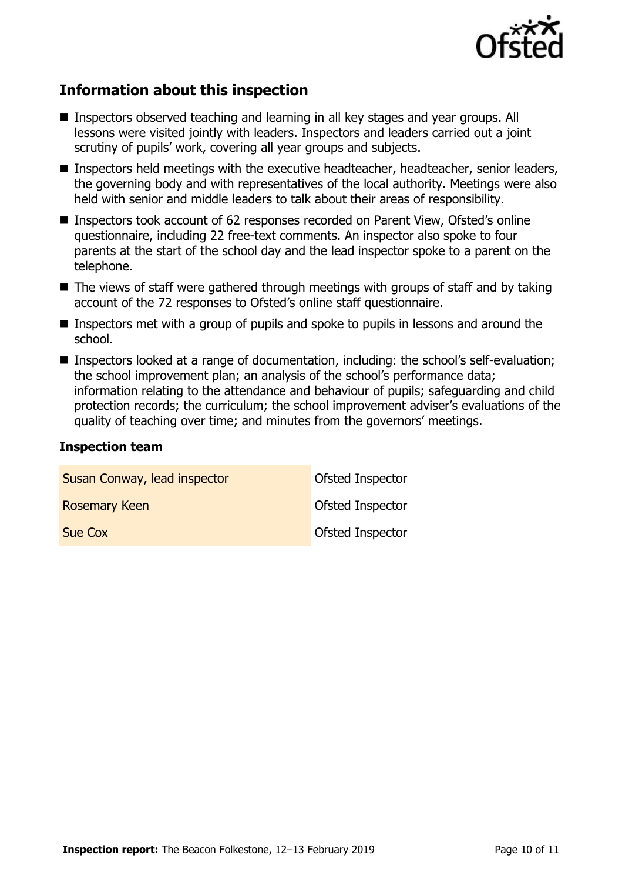## Information about this inspection

- Inspectors observed teaching and learning in all key stages and year groups. All lessons were visited jointly with leaders. Inspectors and leaders carried out a joint scrutiny of pupils' work, covering all year groups and subjects.
- Inspectors held meetings with the executive headteacher, headteacher, senior leaders, the governing body and with representatives of the local authority. Meetings were also held with senior and middle leaders to talk about their areas of responsibility.
- Inspectors took account of 62 responses recorded on Parent View, Ofsted's online questionnaire, including 22 free-text comments. An inspector also spoke to four parents at the start of the school day and the lead inspector spoke to a parent on the telephone.
- The views of staff were gathered through meetings with groups of staff and by taking account of the 72 responses to Ofsted's online staff questionnaire.
- Inspectors met with a group of pupils and spoke to pupils in lessons and around the school.
- Inspectors looked at a range of documentation, including: the school's self-evaluation; the school improvement plan; an analysis of the school's performance data; information relating to the attendance and behaviour of pupils; safeguarding and child protection records; the curriculum; the school improvement adviser's evaluations of the quality of teaching over time; and minutes from the governors' meetings.

### Inspection team

| | |
|---|---|
| Susan Conway, lead inspector | Ofsted Inspector |
| Rosemary Keen | Ofsted Inspector |
| Sue Cox | Ofsted Inspector |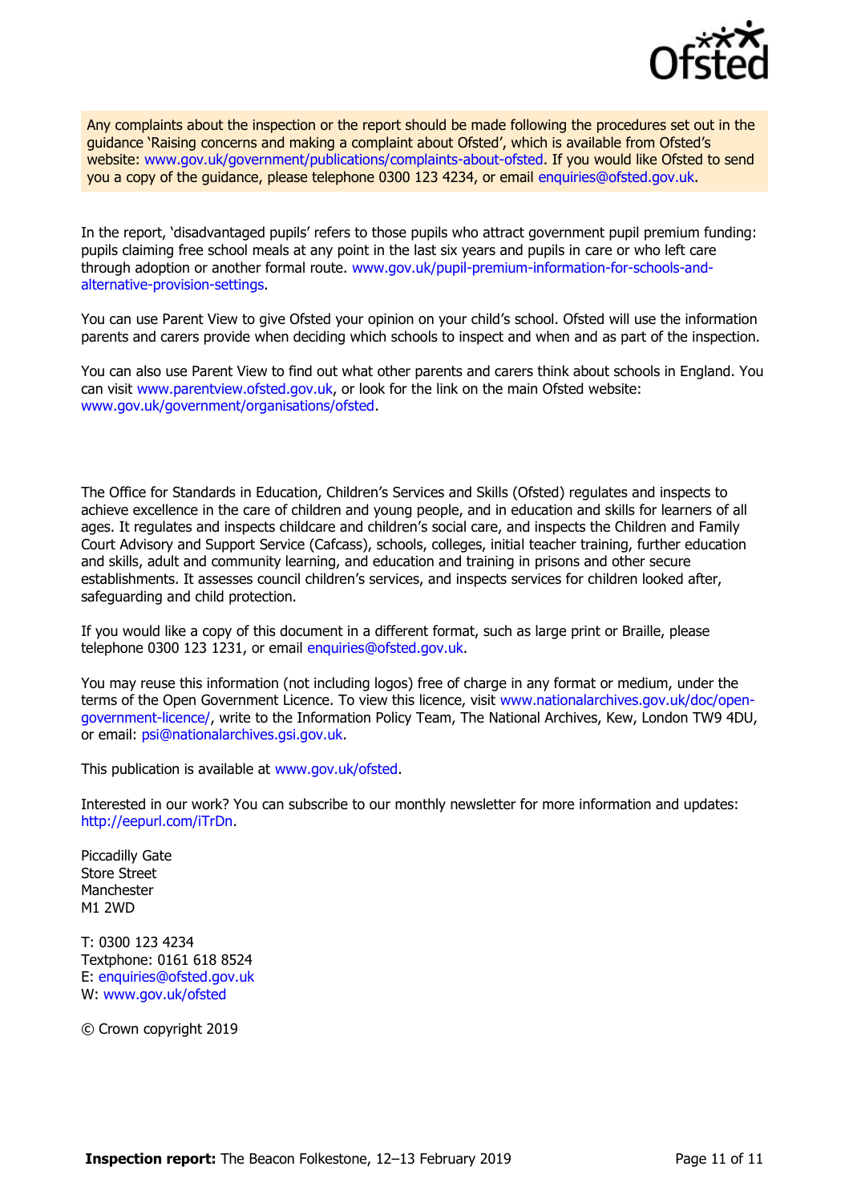Any complaints about the inspection or the report should be made following the procedures set out in the guidance 'Raising concerns and making a complaint about Ofsted', which is available from Ofsted's website: www.gov.uk/government/publications/complaints-about-ofsted. If you would like Ofsted to send you a copy of the guidance, please telephone 0300 123 4234, or email enquiries@ofsted.gov.uk.

In the report, 'disadvantaged pupils' refers to those pupils who attract government pupil premium funding: pupils claiming free school meals at any point in the last six years and pupils in care or who left care through adoption or another formal route. www.gov.uk/pupil-premium-information-for-schools-and-alternative-provision-settings.

You can use Parent View to give Ofsted your opinion on your child's school. Ofsted will use the information parents and carers provide when deciding which schools to inspect and when and as part of the inspection.

You can also use Parent View to find out what other parents and carers think about schools in England. You can visit www.parentview.ofsted.gov.uk, or look for the link on the main Ofsted website: www.gov.uk/government/organisations/ofsted.

The Office for Standards in Education, Children's Services and Skills (Ofsted) regulates and inspects to achieve excellence in the care of children and young people, and in education and skills for learners of all ages. It regulates and inspects childcare and children's social care, and inspects the Children and Family Court Advisory and Support Service (Cafcass), schools, colleges, initial teacher training, further education and skills, adult and community learning, and education and training in prisons and other secure establishments. It assesses council children's services, and inspects services for children looked after, safeguarding and child protection.

If you would like a copy of this document in a different format, such as large print or Braille, please telephone 0300 123 1231, or email enquiries@ofsted.gov.uk.

You may reuse this information (not including logos) free of charge in any format or medium, under the terms of the Open Government Licence. To view this licence, visit www.nationalarchives.gov.uk/doc/open-government-licence/, write to the Information Policy Team, The National Archives, Kew, London TW9 4DU, or email: psi@nationalarchives.gsi.gov.uk.

This publication is available at www.gov.uk/ofsted.

Interested in our work? You can subscribe to our monthly newsletter for more information and updates: http://eepurl.com/iTrDn.

Piccadilly Gate
Store Street
Manchester
M1 2WD

T: 0300 123 4234
Textphone: 0161 618 8524
E: enquiries@ofsted.gov.uk
W: www.gov.uk/ofsted

© Crown copyright 2019